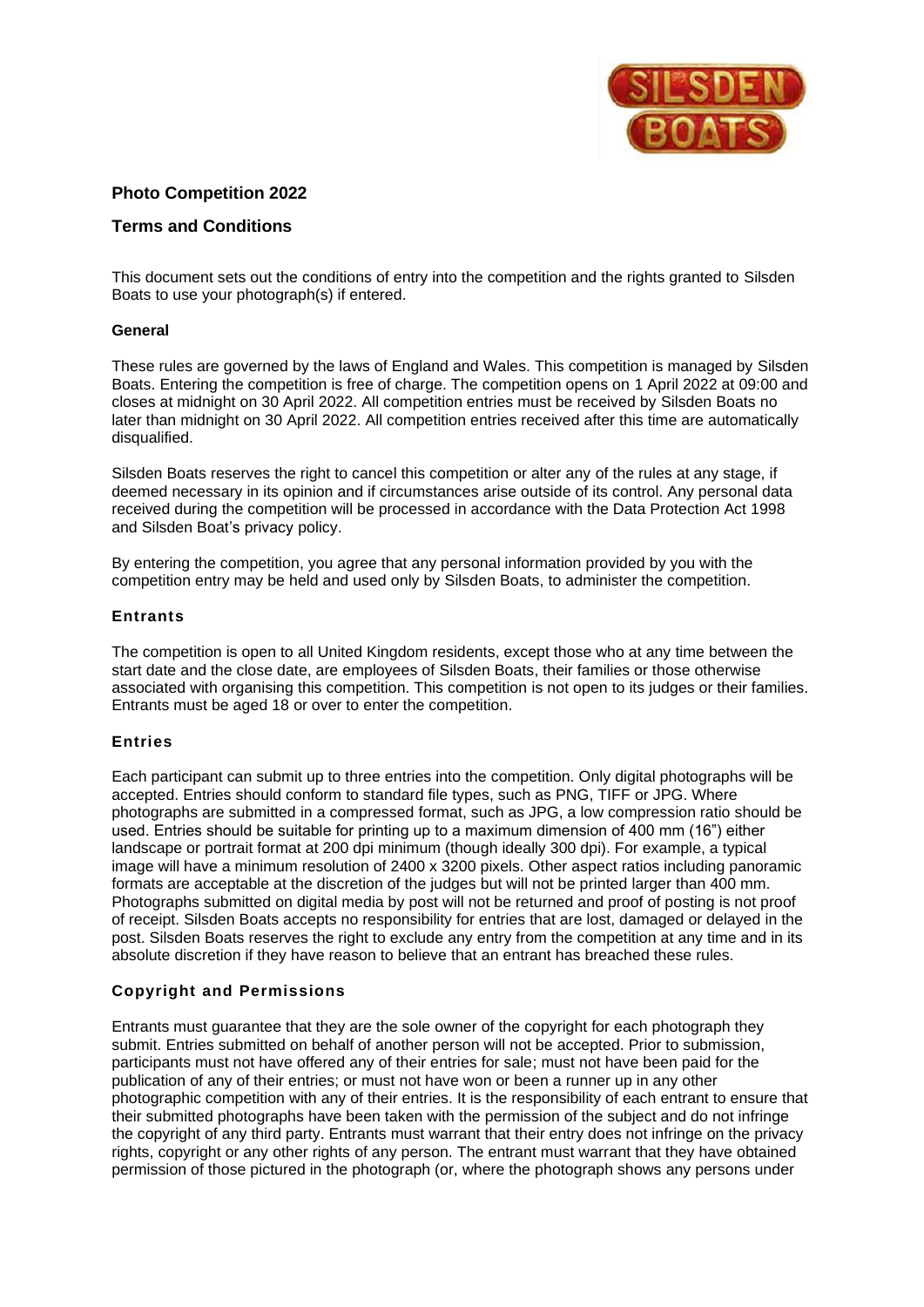## Photo Competition 2022

## Terms and Conditions

This document sets out the conditions of entry into the competition and the rights granted to Silsden Boats to use your photograph(s) if entered.

### General

These rules are governed by the laws of England and Wales. This competition is managed by Silsden Boats. Entering the competition is free of charge. The competition opens on 1 April 2022 at 09:00 and closes at midnight on 30 April 2022. All competition entries must be received by Silsden Boats no later than midnight on 30 April 2022. All competition entries received after this time are automatically disqualified.

Silsden Boats reserves the right to cancel this competition or alter any of the rules at any stage, if deemed necessary in its opinion and if circumstances arise outside of its control. Any personal data received during the competition will be processed in accordance with the Data Protection Act 1998 and Silsden Boat's privacy policy.

By entering the competition, you agree that any personal information provided by you with the competition entry may be held and used only by Silsden Boats, to administer the competition.

### Entrants

The competition is open to all United Kingdom residents, except those who at any time between the start date and the close date, are employees of Silsden Boats, their families or those otherwise associated with organising this competition. This competition is not open to its judges or their families. Entrants must be aged 18 or over to enter the competition.

### Entries

Each participant can submit up to three entries into the competition. Only digital photographs will be accepted. Entries should conform to standard file types, such as PNG, TIFF or JPG. Where photographs are submitted in a compressed format, such as JPG, a low compression ratio should be used. Entries should be suitable for printing up to a maximum dimension of 400 mm (16") either landscape or portrait format at 200 dpi minimum (though ideally 300 dpi). For example, a typical image will have a minimum resolution of 2400 x 3200 pixels. Other aspect ratios including panoramic formats are acceptable at the discretion of the judges but will not be printed larger than 400 mm. Photographs submitted on digital media by post will not be returned and proof of posting is not proof of receipt. Silsden Boats accepts no responsibility for entries that are lost, damaged or delayed in the post. Silsden Boats reserves the right to exclude any entry from the competition at any time and in its absolute discretion if they have reason to believe that an entrant has breached these rules.

### Copyright and Permissions

Entrants must guarantee that they are the sole owner of the copyright for each photograph they submit. Entries submitted on behalf of another person will not be accepted. Prior to submission, participants must not have offered any of their entries for sale; must not have been paid for the publication of any of their entries; or must not have won or been a runner up in any other photographic competition with any of their entries. It is the responsibility of each entrant to ensure that their submitted photographs have been taken with the permission of the subject and do not infringe the copyright of any third party. Entrants must warrant that their entry does not infringe on the privacy rights, copyright or any other rights of any person. The entrant must warrant that they have obtained permission of those pictured in the photograph (or, where the photograph shows any persons under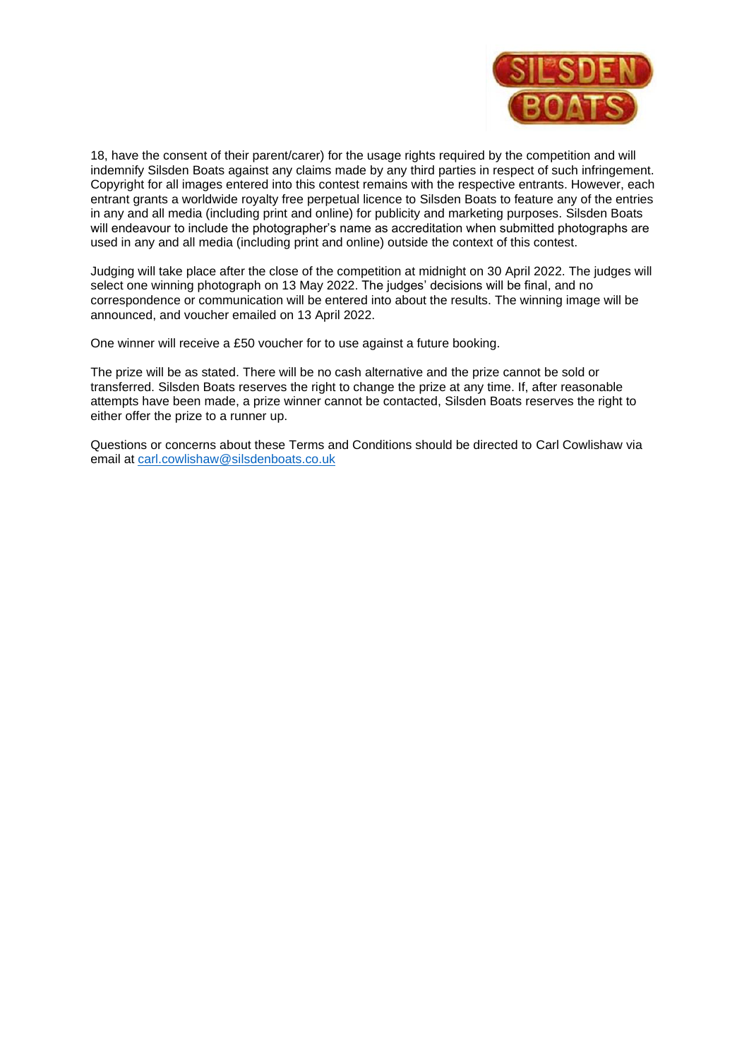18, have the consent of their parent/carer) for the usage rights required by the competition and will indemnify Silsden Boats against any claims made by any third parties in respect of such infringement. Copyright for all images entered into this contest remains with the respective entrants. However, each entrant grants a worldwide royalty free perpetual licence to Silsden Boats to feature any of the entries in any and all media (including print and online) for publicity and marketing purposes. Silsden Boats will endeavour to include the photographer's name as accreditation when submitted photographs are used in any and all media (including print and online) outside the context of this contest.

Judging will take place after the close of the competition at midnight on 30 April 2022. The judges will select one winning photograph on 13 May 2022. The judges' decisions will be final, and no correspondence or communication will be entered into about the results. The winning image will be announced, and voucher emailed on 13 April 2022.

One winner will receive a £50 voucher for to use against a future booking.

The prize will be as stated. There will be no cash alternative and the prize cannot be sold or transferred. Silsden Boats reserves the right to change the prize at any time. If, after reasonable attempts have been made, a prize winner cannot be contacted, Silsden Boats reserves the right to either offer the prize to a runner up.

Questions or concerns about these Terms and Conditions should be directed to Carl Cowlishaw via email at carl.cowlishaw@silsdenboats.co.uk